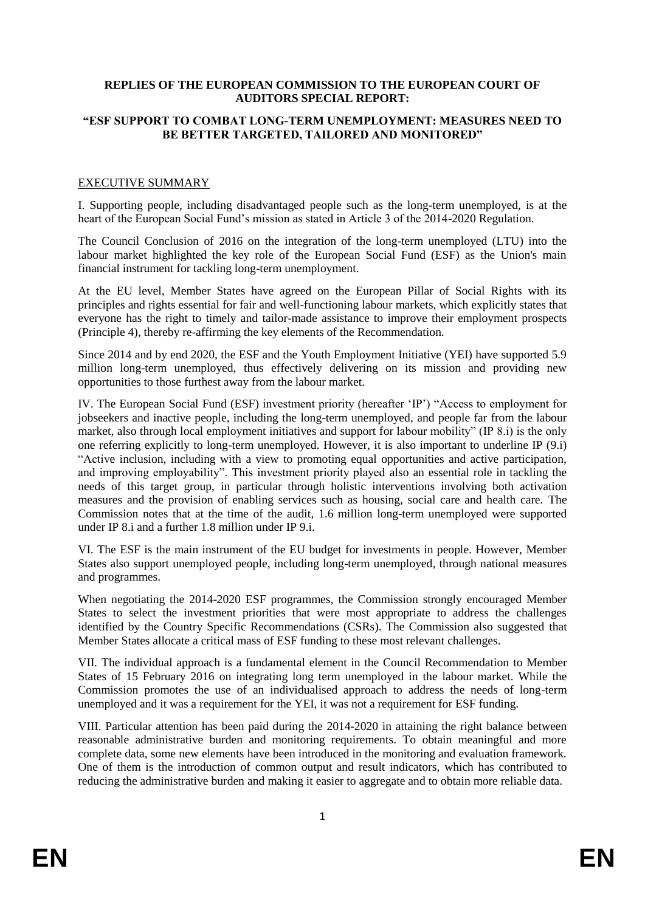**REPLIES OF THE EUROPEAN COMMISSION TO THE EUROPEAN COURT OF AUDITORS SPECIAL REPORT:**

**"ESF SUPPORT TO COMBAT LONG-TERM UNEMPLOYMENT: MEASURES NEED TO BE BETTER TARGETED, TAILORED AND MONITORED"**

## EXECUTIVE SUMMARY

I. Supporting people, including disadvantaged people such as the long-term unemployed, is at the heart of the European Social Fund's mission as stated in Article 3 of the 2014-2020 Regulation.

The Council Conclusion of 2016 on the integration of the long-term unemployed (LTU) into the labour market highlighted the key role of the European Social Fund (ESF) as the Union's main financial instrument for tackling long-term unemployment.

At the EU level, Member States have agreed on the European Pillar of Social Rights with its principles and rights essential for fair and well-functioning labour markets, which explicitly states that everyone has the right to timely and tailor-made assistance to improve their employment prospects (Principle 4), thereby re-affirming the key elements of the Recommendation.

Since 2014 and by end 2020, the ESF and the Youth Employment Initiative (YEI) have supported 5.9 million long-term unemployed, thus effectively delivering on its mission and providing new opportunities to those furthest away from the labour market.

IV. The European Social Fund (ESF) investment priority (hereafter 'IP') "Access to employment for jobseekers and inactive people, including the long-term unemployed, and people far from the labour market, also through local employment initiatives and support for labour mobility" (IP 8.i) is the only one referring explicitly to long-term unemployed. However, it is also important to underline IP (9.i) "Active inclusion, including with a view to promoting equal opportunities and active participation, and improving employability". This investment priority played also an essential role in tackling the needs of this target group, in particular through holistic interventions involving both activation measures and the provision of enabling services such as housing, social care and health care. The Commission notes that at the time of the audit, 1.6 million long-term unemployed were supported under IP 8.i and a further 1.8 million under IP 9.i.

VI. The ESF is the main instrument of the EU budget for investments in people. However, Member States also support unemployed people, including long-term unemployed, through national measures and programmes.

When negotiating the 2014-2020 ESF programmes, the Commission strongly encouraged Member States to select the investment priorities that were most appropriate to address the challenges identified by the Country Specific Recommendations (CSRs). The Commission also suggested that Member States allocate a critical mass of ESF funding to these most relevant challenges.

VII. The individual approach is a fundamental element in the Council Recommendation to Member States of 15 February 2016 on integrating long term unemployed in the labour market. While the Commission promotes the use of an individualised approach to address the needs of long-term unemployed and it was a requirement for the YEI, it was not a requirement for ESF funding.

VIII. Particular attention has been paid during the 2014-2020 in attaining the right balance between reasonable administrative burden and monitoring requirements. To obtain meaningful and more complete data, some new elements have been introduced in the monitoring and evaluation framework. One of them is the introduction of common output and result indicators, which has contributed to reducing the administrative burden and making it easier to aggregate and to obtain more reliable data.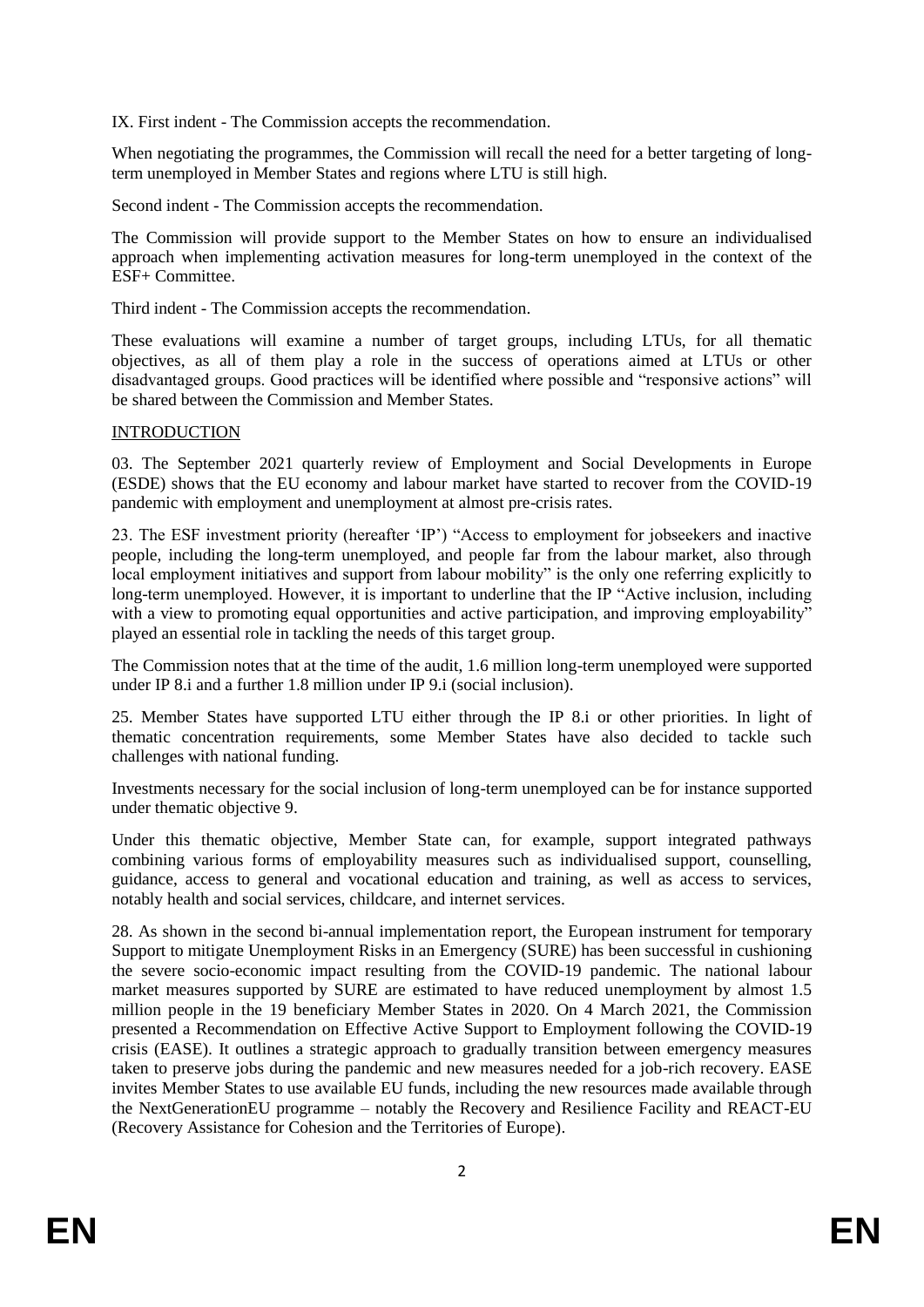IX. First indent - The Commission accepts the recommendation.

When negotiating the programmes, the Commission will recall the need for a better targeting of long-term unemployed in Member States and regions where LTU is still high.

Second indent - The Commission accepts the recommendation.

The Commission will provide support to the Member States on how to ensure an individualised approach when implementing activation measures for long-term unemployed in the context of the ESF+ Committee.

Third indent - The Commission accepts the recommendation.

These evaluations will examine a number of target groups, including LTUs, for all thematic objectives, as all of them play a role in the success of operations aimed at LTUs or other disadvantaged groups. Good practices will be identified where possible and "responsive actions" will be shared between the Commission and Member States.

## INTRODUCTION

03. The September 2021 quarterly review of Employment and Social Developments in Europe (ESDE) shows that the EU economy and labour market have started to recover from the COVID-19 pandemic with employment and unemployment at almost pre-crisis rates.

23. The ESF investment priority (hereafter 'IP') "Access to employment for jobseekers and inactive people, including the long-term unemployed, and people far from the labour market, also through local employment initiatives and support from labour mobility" is the only one referring explicitly to long-term unemployed. However, it is important to underline that the IP "Active inclusion, including with a view to promoting equal opportunities and active participation, and improving employability" played an essential role in tackling the needs of this target group.

The Commission notes that at the time of the audit, 1.6 million long-term unemployed were supported under IP 8.i and a further 1.8 million under IP 9.i (social inclusion).

25. Member States have supported LTU either through the IP 8.i or other priorities. In light of thematic concentration requirements, some Member States have also decided to tackle such challenges with national funding.

Investments necessary for the social inclusion of long-term unemployed can be for instance supported under thematic objective 9.

Under this thematic objective, Member State can, for example, support integrated pathways combining various forms of employability measures such as individualised support, counselling, guidance, access to general and vocational education and training, as well as access to services, notably health and social services, childcare, and internet services.

28. As shown in the second bi-annual implementation report, the European instrument for temporary Support to mitigate Unemployment Risks in an Emergency (SURE) has been successful in cushioning the severe socio-economic impact resulting from the COVID-19 pandemic. The national labour market measures supported by SURE are estimated to have reduced unemployment by almost 1.5 million people in the 19 beneficiary Member States in 2020. On 4 March 2021, the Commission presented a Recommendation on Effective Active Support to Employment following the COVID-19 crisis (EASE). It outlines a strategic approach to gradually transition between emergency measures taken to preserve jobs during the pandemic and new measures needed for a job-rich recovery. EASE invites Member States to use available EU funds, including the new resources made available through the NextGenerationEU programme – notably the Recovery and Resilience Facility and REACT-EU (Recovery Assistance for Cohesion and the Territories of Europe).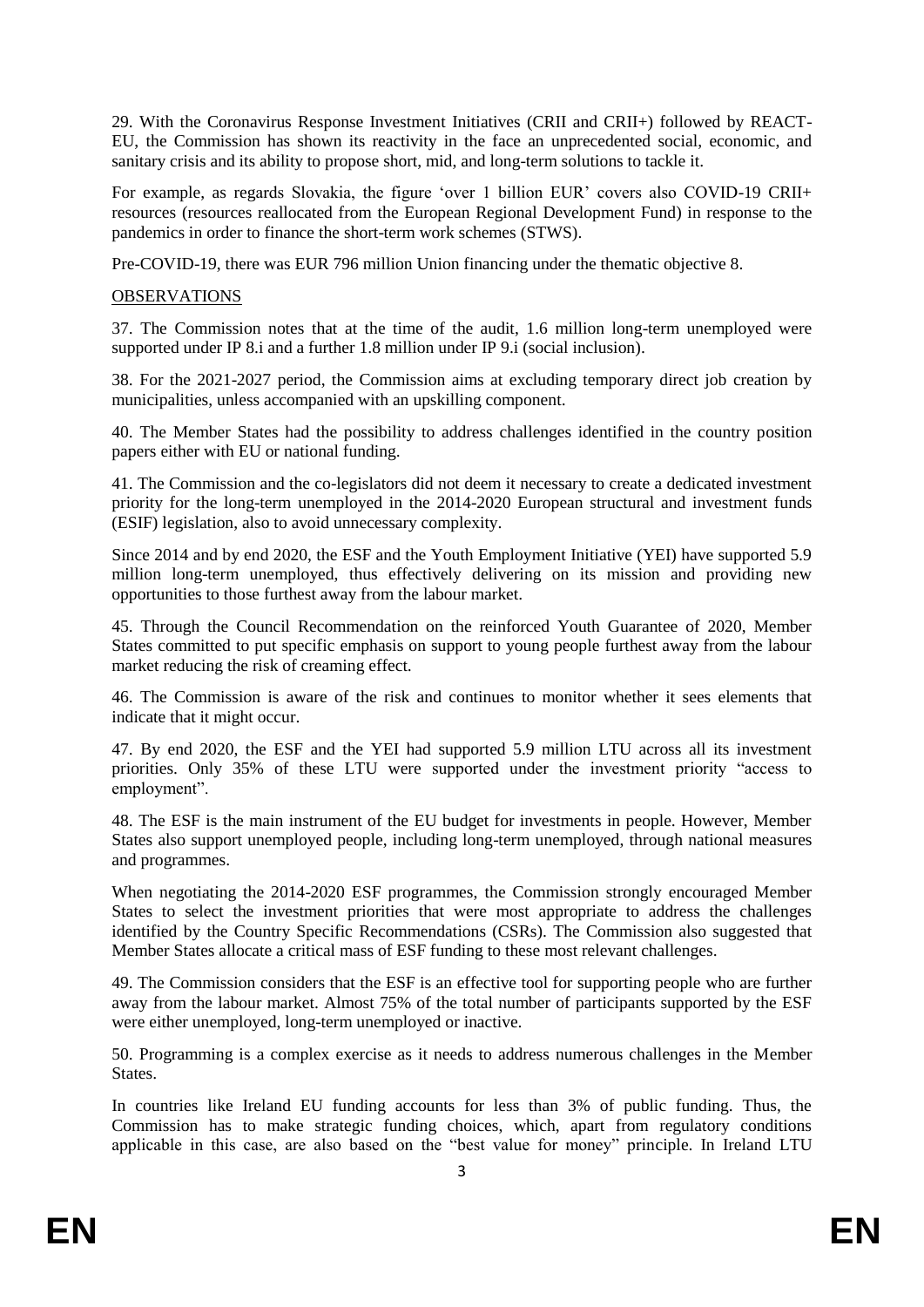29. With the Coronavirus Response Investment Initiatives (CRII and CRII+) followed by REACT-EU, the Commission has shown its reactivity in the face an unprecedented social, economic, and sanitary crisis and its ability to propose short, mid, and long-term solutions to tackle it.

For example, as regards Slovakia, the figure 'over 1 billion EUR' covers also COVID-19 CRII+ resources (resources reallocated from the European Regional Development Fund) in response to the pandemics in order to finance the short-term work schemes (STWS).

Pre-COVID-19, there was EUR 796 million Union financing under the thematic objective 8.

## OBSERVATIONS

37. The Commission notes that at the time of the audit, 1.6 million long-term unemployed were supported under IP 8.i and a further 1.8 million under IP 9.i (social inclusion).

38. For the 2021-2027 period, the Commission aims at excluding temporary direct job creation by municipalities, unless accompanied with an upskilling component.

40. The Member States had the possibility to address challenges identified in the country position papers either with EU or national funding.

41. The Commission and the co-legislators did not deem it necessary to create a dedicated investment priority for the long-term unemployed in the 2014-2020 European structural and investment funds (ESIF) legislation, also to avoid unnecessary complexity.

Since 2014 and by end 2020, the ESF and the Youth Employment Initiative (YEI) have supported 5.9 million long-term unemployed, thus effectively delivering on its mission and providing new opportunities to those furthest away from the labour market.

45. Through the Council Recommendation on the reinforced Youth Guarantee of 2020, Member States committed to put specific emphasis on support to young people furthest away from the labour market reducing the risk of creaming effect.

46. The Commission is aware of the risk and continues to monitor whether it sees elements that indicate that it might occur.

47. By end 2020, the ESF and the YEI had supported 5.9 million LTU across all its investment priorities. Only 35% of these LTU were supported under the investment priority "access to employment".

48. The ESF is the main instrument of the EU budget for investments in people. However, Member States also support unemployed people, including long-term unemployed, through national measures and programmes.

When negotiating the 2014-2020 ESF programmes, the Commission strongly encouraged Member States to select the investment priorities that were most appropriate to address the challenges identified by the Country Specific Recommendations (CSRs). The Commission also suggested that Member States allocate a critical mass of ESF funding to these most relevant challenges.

49. The Commission considers that the ESF is an effective tool for supporting people who are further away from the labour market. Almost 75% of the total number of participants supported by the ESF were either unemployed, long-term unemployed or inactive.

50. Programming is a complex exercise as it needs to address numerous challenges in the Member States.

In countries like Ireland EU funding accounts for less than 3% of public funding. Thus, the Commission has to make strategic funding choices, which, apart from regulatory conditions applicable in this case, are also based on the "best value for money" principle. In Ireland LTU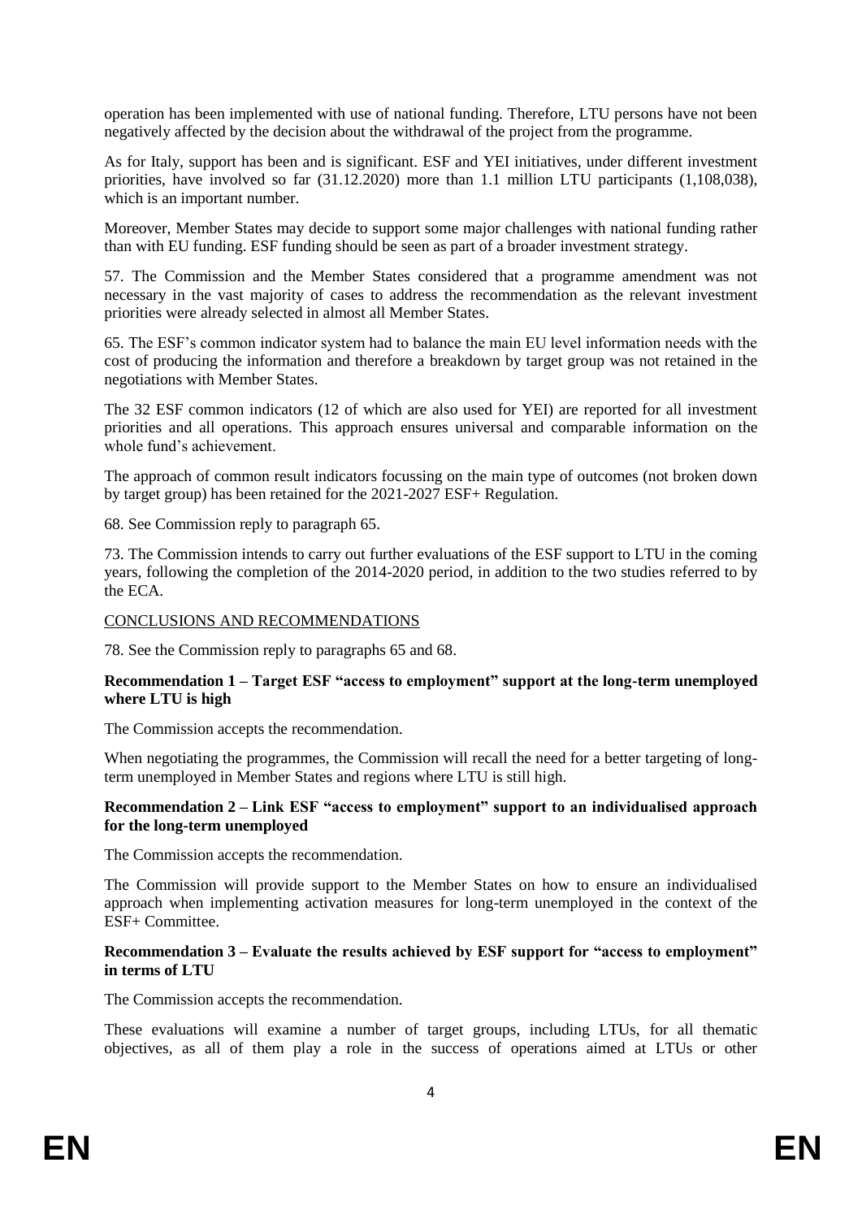operation has been implemented with use of national funding. Therefore, LTU persons have not been negatively affected by the decision about the withdrawal of the project from the programme.

As for Italy, support has been and is significant. ESF and YEI initiatives, under different investment priorities, have involved so far (31.12.2020) more than 1.1 million LTU participants (1,108,038), which is an important number.

Moreover, Member States may decide to support some major challenges with national funding rather than with EU funding. ESF funding should be seen as part of a broader investment strategy.

57. The Commission and the Member States considered that a programme amendment was not necessary in the vast majority of cases to address the recommendation as the relevant investment priorities were already selected in almost all Member States.

65. The ESF's common indicator system had to balance the main EU level information needs with the cost of producing the information and therefore a breakdown by target group was not retained in the negotiations with Member States.

The 32 ESF common indicators (12 of which are also used for YEI) are reported for all investment priorities and all operations. This approach ensures universal and comparable information on the whole fund's achievement.

The approach of common result indicators focussing on the main type of outcomes (not broken down by target group) has been retained for the 2021-2027 ESF+ Regulation.

68. See Commission reply to paragraph 65.

73. The Commission intends to carry out further evaluations of the ESF support to LTU in the coming years, following the completion of the 2014-2020 period, in addition to the two studies referred to by the ECA.

## CONCLUSIONS AND RECOMMENDATIONS

78. See the Commission reply to paragraphs 65 and 68.

**Recommendation 1 – Target ESF "access to employment" support at the long-term unemployed where LTU is high**

The Commission accepts the recommendation.

When negotiating the programmes, the Commission will recall the need for a better targeting of long-term unemployed in Member States and regions where LTU is still high.

**Recommendation 2 – Link ESF "access to employment" support to an individualised approach for the long-term unemployed**

The Commission accepts the recommendation.

The Commission will provide support to the Member States on how to ensure an individualised approach when implementing activation measures for long-term unemployed in the context of the ESF+ Committee.

**Recommendation 3 – Evaluate the results achieved by ESF support for "access to employment" in terms of LTU**

The Commission accepts the recommendation.

These evaluations will examine a number of target groups, including LTUs, for all thematic objectives, as all of them play a role in the success of operations aimed at LTUs or other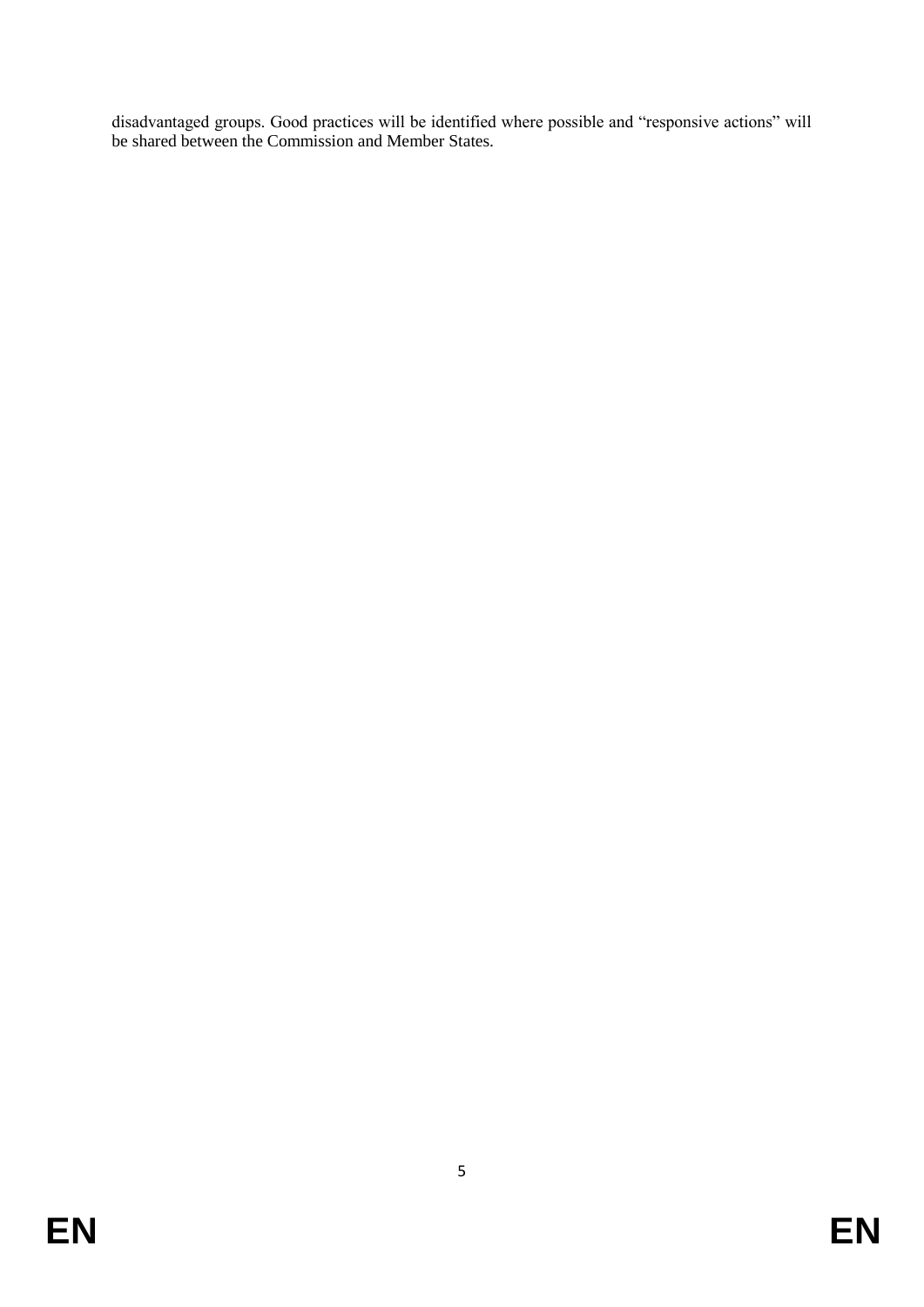disadvantaged groups. Good practices will be identified where possible and “responsive actions” will be shared between the Commission and Member States.